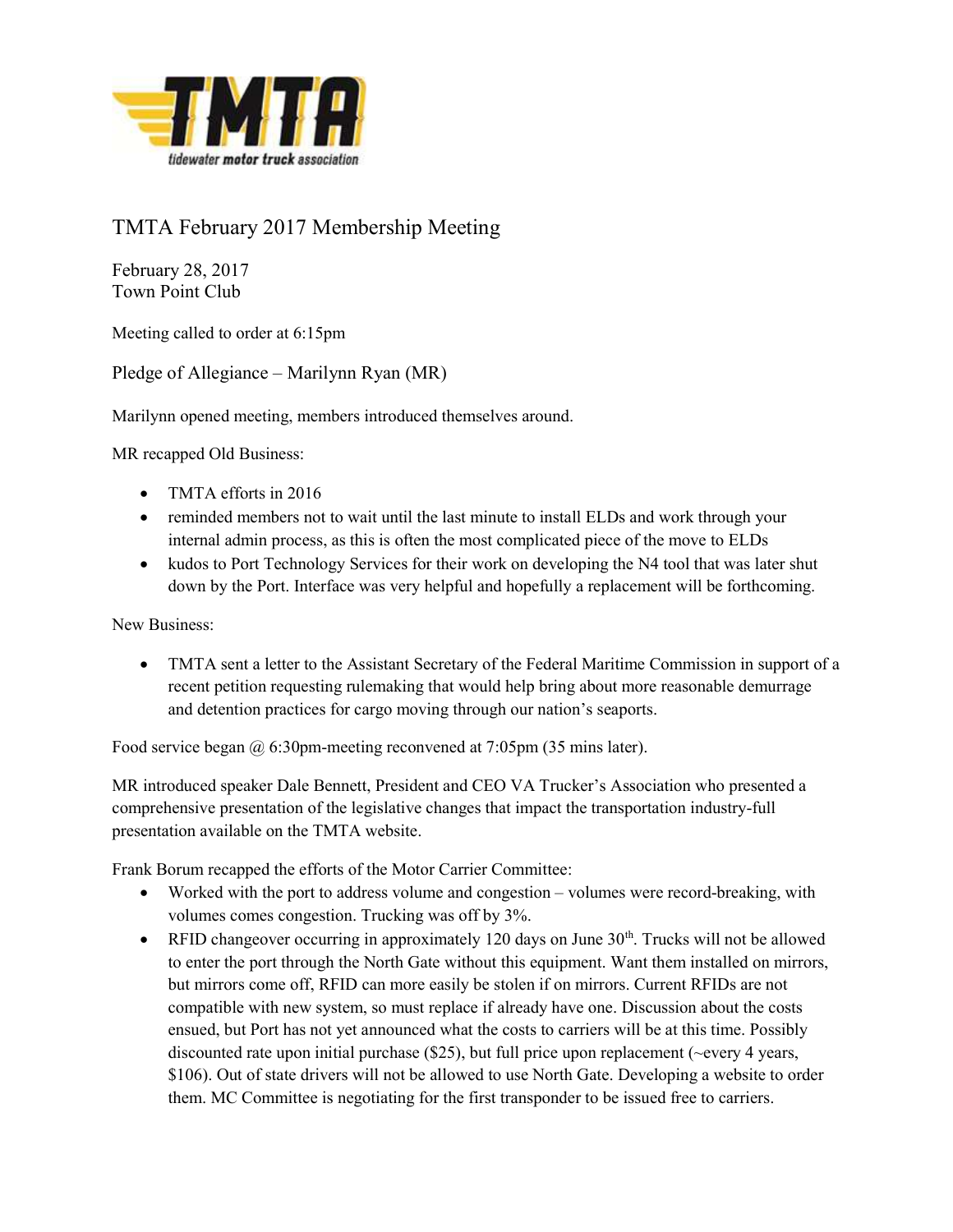# TMTA February 2017 Membership Meeting

February 28, 2017
Town Point Club

Meeting called to order at 6:15pm

Pledge of Allegiance – Marilynn Ryan (MR)

Marilynn opened meeting, members introduced themselves around.

MR recapped Old Business:

- TMTA efforts in 2016
- reminded members not to wait until the last minute to install ELDs and work through your internal admin process, as this is often the most complicated piece of the move to ELDs
- kudos to Port Technology Services for their work on developing the N4 tool that was later shut down by the Port. Interface was very helpful and hopefully a replacement will be forthcoming.

New Business:

- TMTA sent a letter to the Assistant Secretary of the Federal Maritime Commission in support of a recent petition requesting rulemaking that would help bring about more reasonable demurrage and detention practices for cargo moving through our nation's seaports.

Food service began @ 6:30pm-meeting reconvened at 7:05pm (35 mins later).

MR introduced speaker Dale Bennett, President and CEO VA Trucker's Association who presented a comprehensive presentation of the legislative changes that impact the transportation industry-full presentation available on the TMTA website.

Frank Borum recapped the efforts of the Motor Carrier Committee:

- Worked with the port to address volume and congestion – volumes were record-breaking, with volumes comes congestion. Trucking was off by 3%.
- RFID changeover occurring in approximately 120 days on June 30th. Trucks will not be allowed to enter the port through the North Gate without this equipment. Want them installed on mirrors, but mirrors come off, RFID can more easily be stolen if on mirrors. Current RFIDs are not compatible with new system, so must replace if already have one. Discussion about the costs ensued, but Port has not yet announced what the costs to carriers will be at this time. Possibly discounted rate upon initial purchase ($25), but full price upon replacement (~every 4 years, $106). Out of state drivers will not be allowed to use North Gate. Developing a website to order them. MC Committee is negotiating for the first transponder to be issued free to carriers.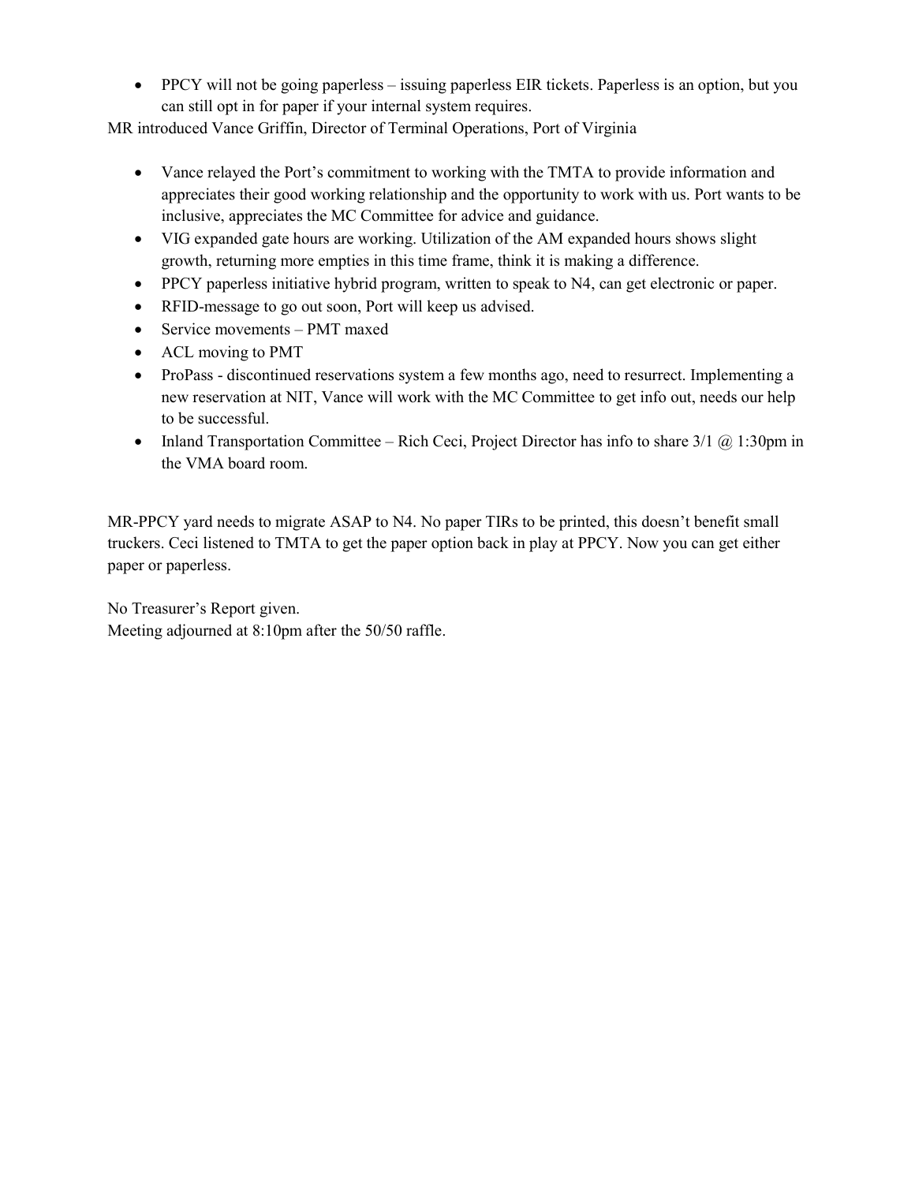- PPCY will not be going paperless – issuing paperless EIR tickets. Paperless is an option, but you can still opt in for paper if your internal system requires.

MR introduced Vance Griffin, Director of Terminal Operations, Port of Virginia

- Vance relayed the Port's commitment to working with the TMTA to provide information and appreciates their good working relationship and the opportunity to work with us. Port wants to be inclusive, appreciates the MC Committee for advice and guidance.
- VIG expanded gate hours are working. Utilization of the AM expanded hours shows slight growth, returning more empties in this time frame, think it is making a difference.
- PPCY paperless initiative hybrid program, written to speak to N4, can get electronic or paper.
- RFID-message to go out soon, Port will keep us advised.
- Service movements – PMT maxed
- ACL moving to PMT
- ProPass - discontinued reservations system a few months ago, need to resurrect. Implementing a new reservation at NIT, Vance will work with the MC Committee to get info out, needs our help to be successful.
- Inland Transportation Committee – Rich Ceci, Project Director has info to share 3/1 @ 1:30pm in the VMA board room.

MR-PPCY yard needs to migrate ASAP to N4. No paper TIRs to be printed, this doesn't benefit small truckers. Ceci listened to TMTA to get the paper option back in play at PPCY. Now you can get either paper or paperless.

No Treasurer's Report given.
Meeting adjourned at 8:10pm after the 50/50 raffle.